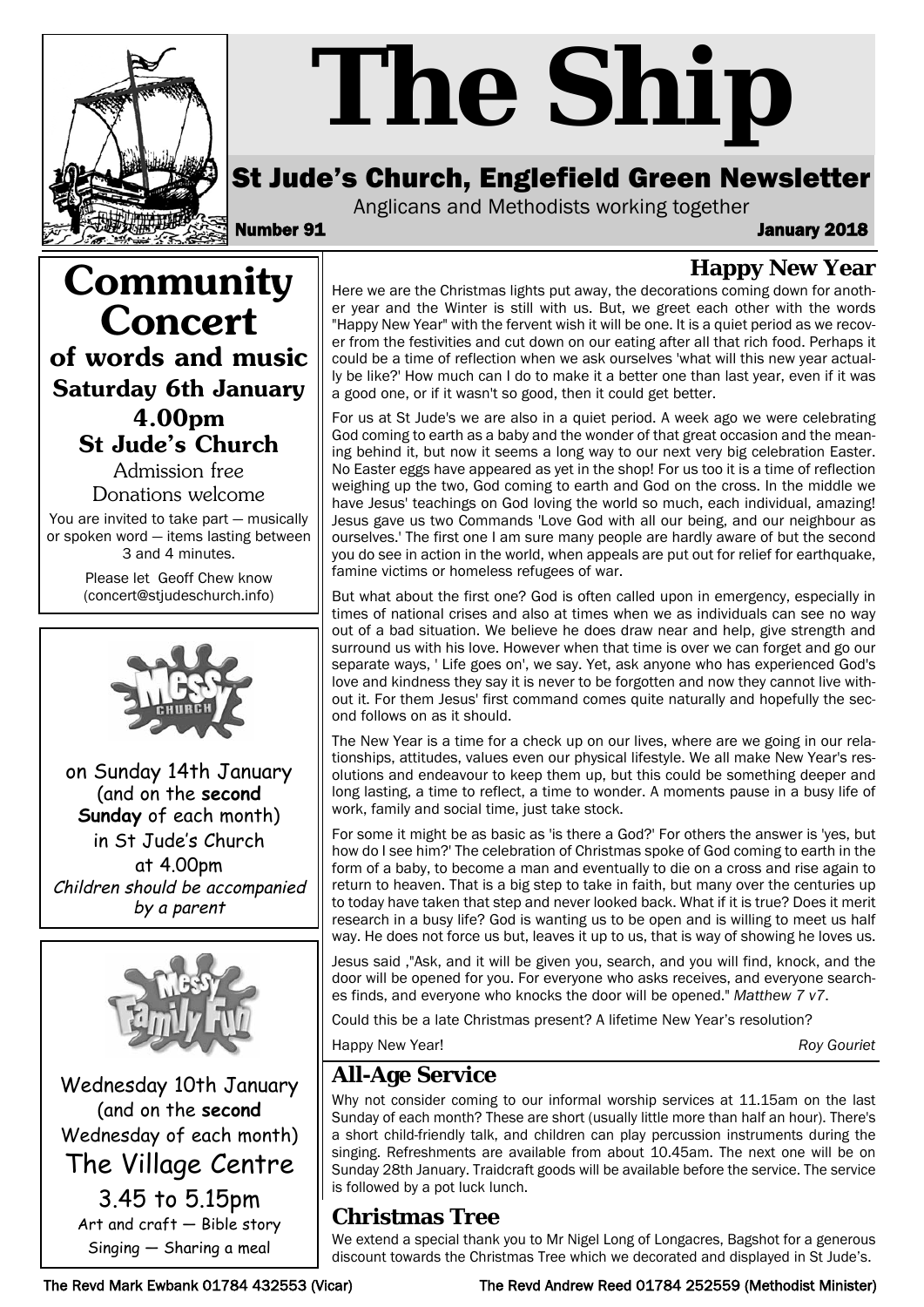# The Ship

## St Jude's Church, Englefield Green Newsletter

Anglicans and Methodists working together

**Number 91** **January 2018**

## Community Concert

### of words and music

### Saturday 6th January

### 4.00pm

### St Jude's Church

Admission free

Donations welcome

You are invited to take part — musically or spoken word — items lasting between 3 and 4 minutes.

Please let Geoff Chew know (concert@stjudeschurch.info)

---

Messy Church

on Sunday 14th January (and on the **second Sunday** of each month) in St Jude's Church at 4.00pm

*Children should be accompanied by a parent*

---

Messy Family Fun

Wednesday 10th January (and on the **second** Wednesday of each month)

The Village Centre

3.45 to 5.15pm

Art and craft — Bible story

Singing — Sharing a meal

---

## Happy New Year

Here we are the Christmas lights put away, the decorations coming down for another year and the Winter is still with us. But, we greet each other with the words "Happy New Year" with the fervent wish it will be one. It is a quiet period as we recover from the festivities and cut down on our eating after all that rich food. Perhaps it could be a time of reflection when we ask ourselves 'what will this new year actually be like?' How much can I do to make it a better one than last year, even if it was a good one, or if it wasn't so good, then it could get better.

For us at St Jude's we are also in a quiet period. A week ago we were celebrating God coming to earth as a baby and the wonder of that great occasion and the meaning behind it, but now it seems a long way to our next very big celebration Easter. No Easter eggs have appeared as yet in the shop! For us too it is a time of reflection weighing up the two, God coming to earth and God on the cross. In the middle we have Jesus' teachings on God loving the world so much, each individual, amazing! Jesus gave us two Commands 'Love God with all our being, and our neighbour as ourselves.' The first one I am sure many people are hardly aware of but the second you do see in action in the world, when appeals are put out for relief for earthquake, famine victims or homeless refugees of war.

But what about the first one? God is often called upon in emergency, especially in times of national crises and also at times when we as individuals can see no way out of a bad situation. We believe he does draw near and help, give strength and surround us with his love. However when that time is over we can forget and go our separate ways, ' Life goes on', we say. Yet, ask anyone who has experienced God's love and kindness they say it is never to be forgotten and now they cannot live without it. For them Jesus' first command comes quite naturally and hopefully the second follows on as it should.

The New Year is a time for a check up on our lives, where are we going in our relationships, attitudes, values even our physical lifestyle. We all make New Year's resolutions and endeavour to keep them up, but this could be something deeper and long lasting, a time to reflect, a time to wonder. A moments pause in a busy life of work, family and social time, just take stock.

For some it might be as basic as 'is there a God?' For others the answer is 'yes, but how do I see him?' The celebration of Christmas spoke of God coming to earth in the form of a baby, to become a man and eventually to die on a cross and rise again to return to heaven. That is a big step to take in faith, but many over the centuries up to today have taken that step and never looked back. What if it is true? Does it merit research in a busy life? God is wanting us to be open and is willing to meet us half way. He does not force us but, leaves it up to us, that is way of showing he loves us.

Jesus said ,"Ask, and it will be given you, search, and you will find, knock, and the door will be opened for you. For everyone who asks receives, and everyone searches finds, and everyone who knocks the door will be opened." *Matthew 7 v7*.

Could this be a late Christmas present? A lifetime New Year's resolution?

Happy New Year! *Roy Gouriet*

## All-Age Service

Why not consider coming to our informal worship services at 11.15am on the last Sunday of each month? These are short (usually little more than half an hour). There's a short child-friendly talk, and children can play percussion instruments during the singing. Refreshments are available from about 10.45am. The next one will be on Sunday 28th January. Traidcraft goods will be available before the service. The service is followed by a pot luck lunch.

## Christmas Tree

We extend a special thank you to Mr Nigel Long of Longacres, Bagshot for a generous discount towards the Christmas Tree which we decorated and displayed in St Jude's.

The Revd Mark Ewbank 01784 432553 (Vicar) The Revd Andrew Reed 01784 252559 (Methodist Minister)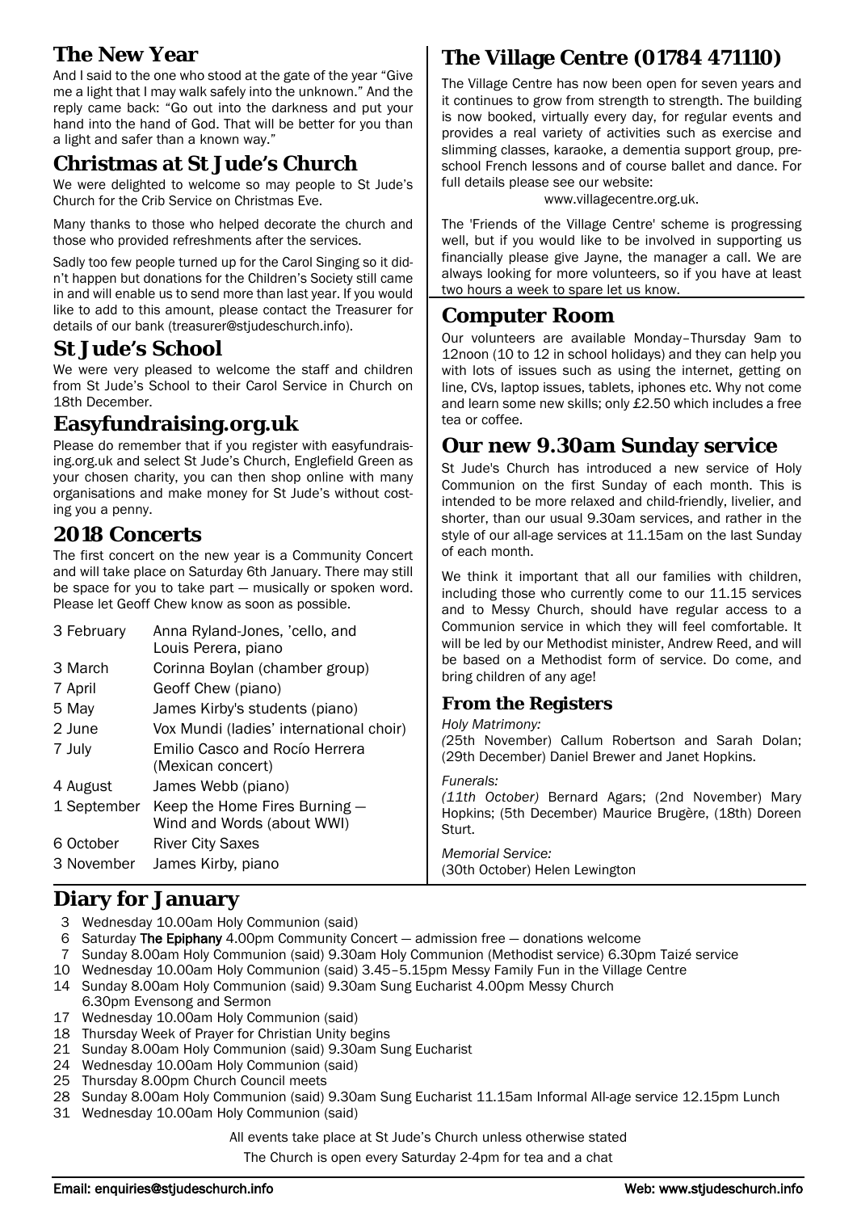## The New Year

And I said to the one who stood at the gate of the year "Give me a light that I may walk safely into the unknown." And the reply came back: "Go out into the darkness and put your hand into the hand of God. That will be better for you than a light and safer than a known way."

## Christmas at St Jude's Church

We were delighted to welcome so may people to St Jude's Church for the Crib Service on Christmas Eve.

Many thanks to those who helped decorate the church and those who provided refreshments after the services.

Sadly too few people turned up for the Carol Singing so it didn't happen but donations for the Children's Society still came in and will enable us to send more than last year. If you would like to add to this amount, please contact the Treasurer for details of our bank (treasurer@stjudeschurch.info).

## St Jude's School

We were very pleased to welcome the staff and children from St Jude's School to their Carol Service in Church on 18th December.

## Easyfundraising.org.uk

Please do remember that if you register with easyfundraising.org.uk and select St Jude's Church, Englefield Green as your chosen charity, you can then shop online with many organisations and make money for St Jude's without costing you a penny.

## 2018 Concerts

The first concert on the new year is a Community Concert and will take place on Saturday 6th January. There may still be space for you to take part — musically or spoken word. Please let Geoff Chew know as soon as possible.

| | |
|---|---|
| 3 February | Anna Ryland-Jones, 'cello, and Louis Perera, piano |
| 3 March | Corinna Boylan (chamber group) |
| 7 April | Geoff Chew (piano) |
| 5 May | James Kirby's students (piano) |
| 2 June | Vox Mundi (ladies' international choir) |
| 7 July | Emilio Casco and Rocío Herrera (Mexican concert) |
| 4 August | James Webb (piano) |
| 1 September | Keep the Home Fires Burning — Wind and Words (about WWI) |
| 6 October | River City Saxes |
| 3 November | James Kirby, piano |

## The Village Centre (01784 471110)

The Village Centre has now been open for seven years and it continues to grow from strength to strength. The building is now booked, virtually every day, for regular events and provides a real variety of activities such as exercise and slimming classes, karaoke, a dementia support group, pre-school French lessons and of course ballet and dance. For full details please see our website:

www.villagecentre.org.uk.

The 'Friends of the Village Centre' scheme is progressing well, but if you would like to be involved in supporting us financially please give Jayne, the manager a call. We are always looking for more volunteers, so if you have at least two hours a week to spare let us know.

## Computer Room

Our volunteers are available Monday–Thursday 9am to 12noon (10 to 12 in school holidays) and they can help you with lots of issues such as using the internet, getting on line, CVs, laptop issues, tablets, iphones etc. Why not come and learn some new skills; only £2.50 which includes a free tea or coffee.

## Our new 9.30am Sunday service

St Jude's Church has introduced a new service of Holy Communion on the first Sunday of each month. This is intended to be more relaxed and child-friendly, livelier, and shorter, than our usual 9.30am services, and rather in the style of our all-age services at 11.15am on the last Sunday of each month.

We think it important that all our families with children, including those who currently come to our 11.15 services and to Messy Church, should have regular access to a Communion service in which they will feel comfortable. It will be led by our Methodist minister, Andrew Reed, and will be based on a Methodist form of service. Do come, and bring children of any age!

### From the Registers

*Holy Matrimony:*
(25th November) Callum Robertson and Sarah Dolan; (29th December) Daniel Brewer and Janet Hopkins.

*Funerals:*
*(11th October)* Bernard Agars; (2nd November) Mary Hopkins; (5th December) Maurice Brugère, (18th) Doreen Sturt.

*Memorial Service:*
(30th October) Helen Lewington

## Diary for January

3 Wednesday 10.00am Holy Communion (said)
6 Saturday **The Epiphany** 4.00pm Community Concert — admission free — donations welcome
7 Sunday 8.00am Holy Communion (said) 9.30am Holy Communion (Methodist service) 6.30pm Taizé service
10 Wednesday 10.00am Holy Communion (said) 3.45–5.15pm Messy Family Fun in the Village Centre
14 Sunday 8.00am Holy Communion (said) 9.30am Sung Eucharist 4.00pm Messy Church 6.30pm Evensong and Sermon
17 Wednesday 10.00am Holy Communion (said)
18 Thursday Week of Prayer for Christian Unity begins
21 Sunday 8.00am Holy Communion (said) 9.30am Sung Eucharist
24 Wednesday 10.00am Holy Communion (said)
25 Thursday 8.00pm Church Council meets
28 Sunday 8.00am Holy Communion (said) 9.30am Sung Eucharist 11.15am Informal All-age service 12.15pm Lunch
31 Wednesday 10.00am Holy Communion (said)

All events take place at St Jude's Church unless otherwise stated

The Church is open every Saturday 2-4pm for tea and a chat

Email: enquiries@stjudeschurch.info Web: www.stjudeschurch.info